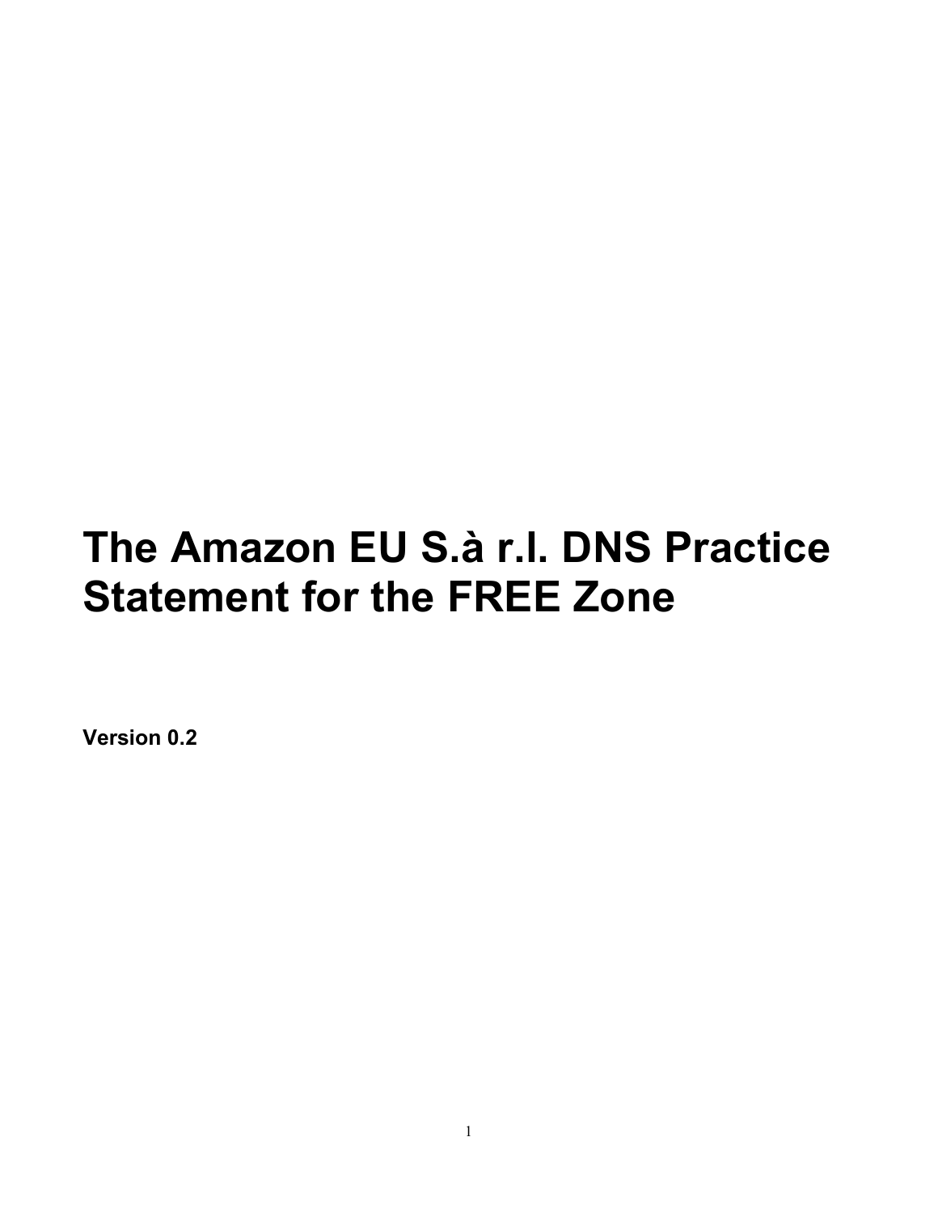# The Amazon EU S.à r.l. DNS Practice Statement for the FREE Zone

**Version 0.2**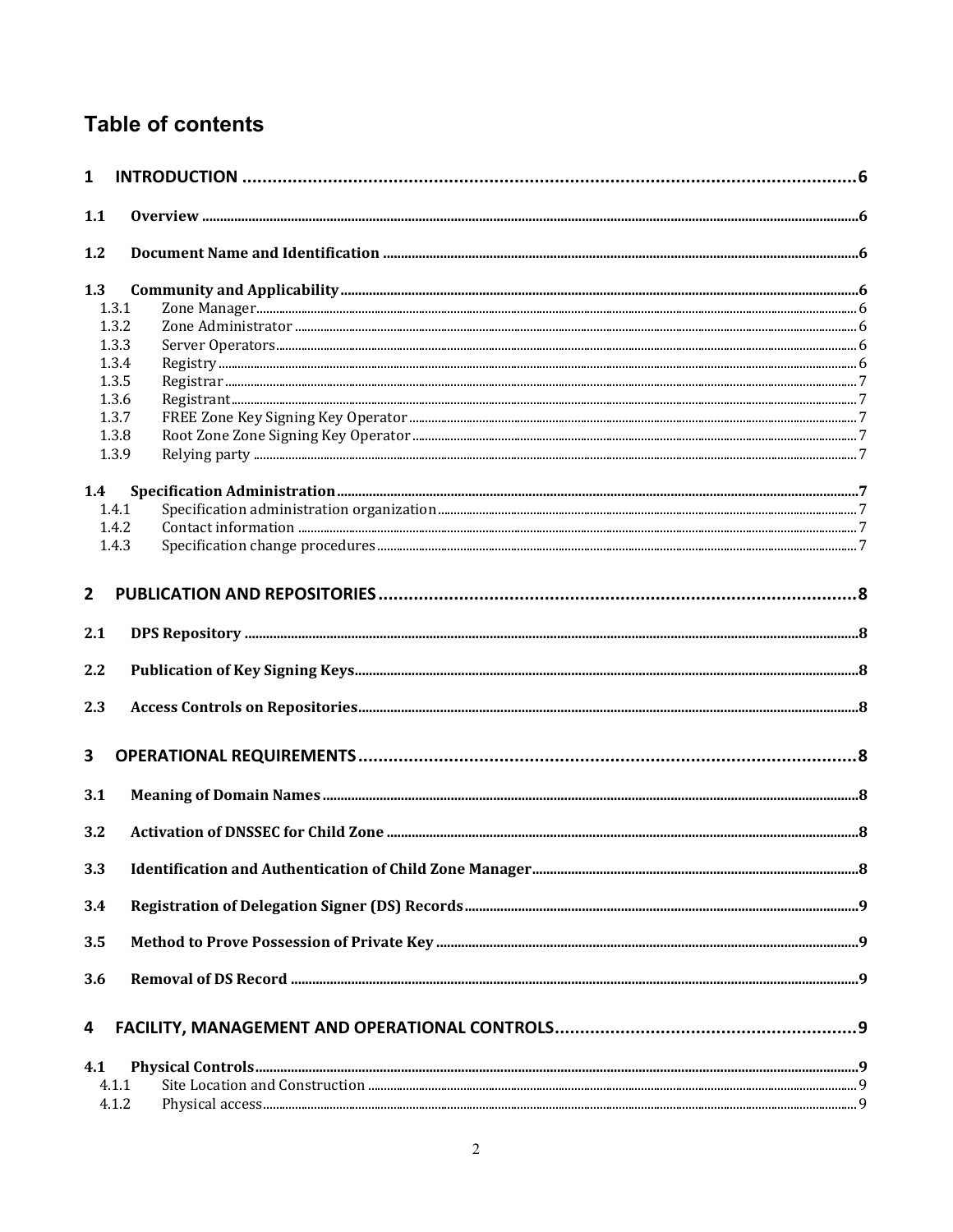# Table of contents

1 INTRODUCTION ........................................ 6

1.1 Overview ........................................ 6

1.2 Document Name and Identification ........................................ 6

1.3 Community and Applicability ........................................ 6
- 1.3.1 Zone Manager ........................................ 6
- 1.3.2 Zone Administrator ........................................ 6
- 1.3.3 Server Operators ........................................ 6
- 1.3.4 Registry ........................................ 6
- 1.3.5 Registrar ........................................ 7
- 1.3.6 Registrant ........................................ 7
- 1.3.7 FREE Zone Key Signing Key Operator ........................................ 7
- 1.3.8 Root Zone Zone Signing Key Operator ........................................ 7
- 1.3.9 Relying party ........................................ 7

1.4 Specification Administration ........................................ 7
- 1.4.1 Specification administration organization ........................................ 7
- 1.4.2 Contact information ........................................ 7
- 1.4.3 Specification change procedures ........................................ 7

2 PUBLICATION AND REPOSITORIES ........................................ 8

2.1 DPS Repository ........................................ 8

2.2 Publication of Key Signing Keys ........................................ 8

2.3 Access Controls on Repositories ........................................ 8

3 OPERATIONAL REQUIREMENTS ........................................ 8

3.1 Meaning of Domain Names ........................................ 8

3.2 Activation of DNSSEC for Child Zone ........................................ 8

3.3 Identification and Authentication of Child Zone Manager ........................................ 8

3.4 Registration of Delegation Signer (DS) Records ........................................ 9

3.5 Method to Prove Possession of Private Key ........................................ 9

3.6 Removal of DS Record ........................................ 9

4 FACILITY, MANAGEMENT AND OPERATIONAL CONTROLS ........................................ 9

4.1 Physical Controls ........................................ 9
- 4.1.1 Site Location and Construction ........................................ 9
- 4.1.2 Physical access ........................................ 9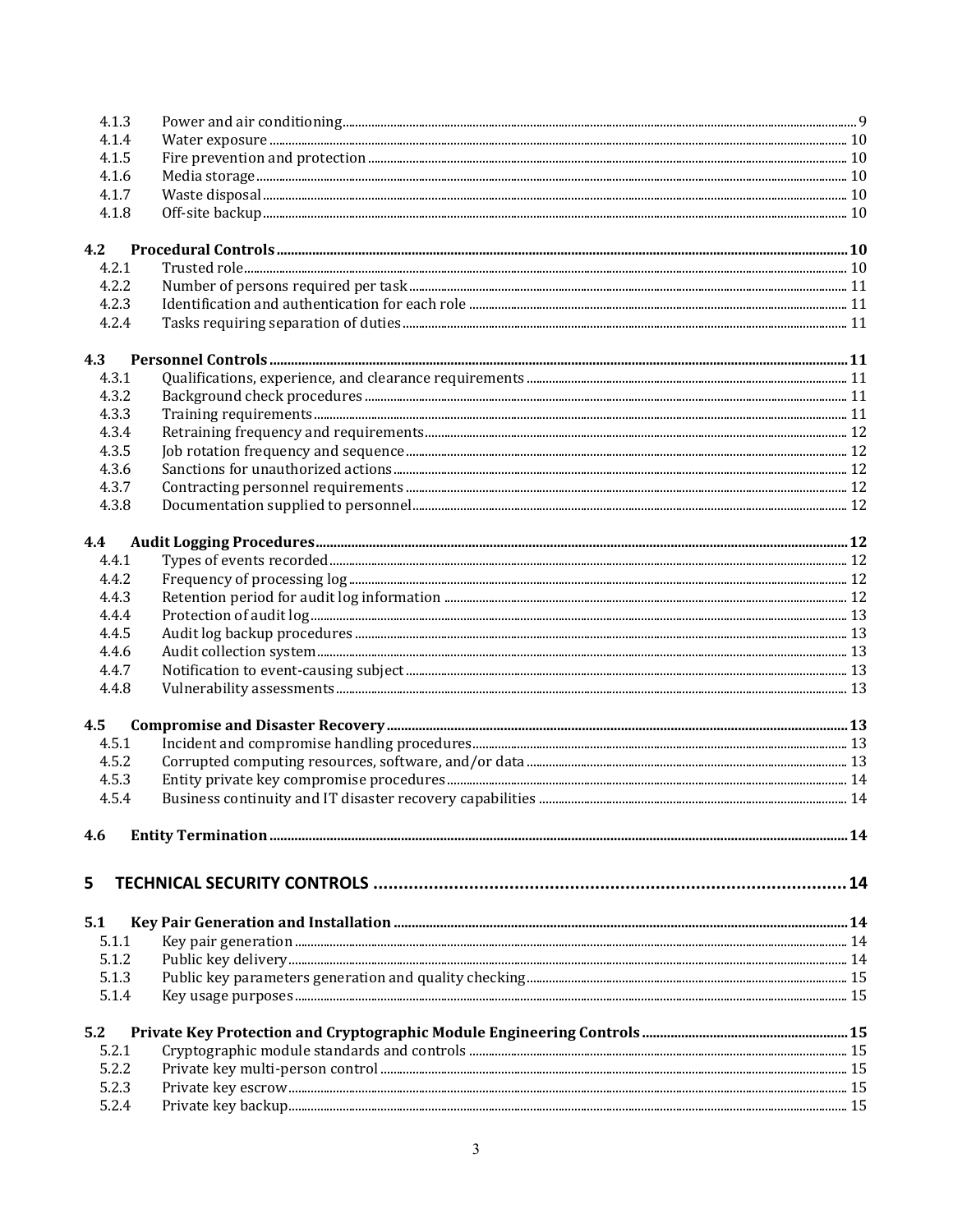4.1.3 Power and air conditioning ........ 9
4.1.4 Water exposure ........ 10
4.1.5 Fire prevention and protection ........ 10
4.1.6 Media storage ........ 10
4.1.7 Waste disposal ........ 10
4.1.8 Off-site backup ........ 10

**4.2 Procedural Controls ........ 10**
4.2.1 Trusted role ........ 10
4.2.2 Number of persons required per task ........ 11
4.2.3 Identification and authentication for each role ........ 11
4.2.4 Tasks requiring separation of duties ........ 11

**4.3 Personnel Controls ........ 11**
4.3.1 Qualifications, experience, and clearance requirements ........ 11
4.3.2 Background check procedures ........ 11
4.3.3 Training requirements ........ 11
4.3.4 Retraining frequency and requirements ........ 12
4.3.5 Job rotation frequency and sequence ........ 12
4.3.6 Sanctions for unauthorized actions ........ 12
4.3.7 Contracting personnel requirements ........ 12
4.3.8 Documentation supplied to personnel ........ 12

**4.4 Audit Logging Procedures ........ 12**
4.4.1 Types of events recorded ........ 12
4.4.2 Frequency of processing log ........ 12
4.4.3 Retention period for audit log information ........ 12
4.4.4 Protection of audit log ........ 13
4.4.5 Audit log backup procedures ........ 13
4.4.6 Audit collection system ........ 13
4.4.7 Notification to event-causing subject ........ 13
4.4.8 Vulnerability assessments ........ 13

**4.5 Compromise and Disaster Recovery ........ 13**
4.5.1 Incident and compromise handling procedures ........ 13
4.5.2 Corrupted computing resources, software, and/or data ........ 13
4.5.3 Entity private key compromise procedures ........ 14
4.5.4 Business continuity and IT disaster recovery capabilities ........ 14

**4.6 Entity Termination ........ 14**

**5 TECHNICAL SECURITY CONTROLS ........ 14**

**5.1 Key Pair Generation and Installation ........ 14**
5.1.1 Key pair generation ........ 14
5.1.2 Public key delivery ........ 14
5.1.3 Public key parameters generation and quality checking ........ 15
5.1.4 Key usage purposes ........ 15

**5.2 Private Key Protection and Cryptographic Module Engineering Controls ........ 15**
5.2.1 Cryptographic module standards and controls ........ 15
5.2.2 Private key multi-person control ........ 15
5.2.3 Private key escrow ........ 15
5.2.4 Private key backup ........ 15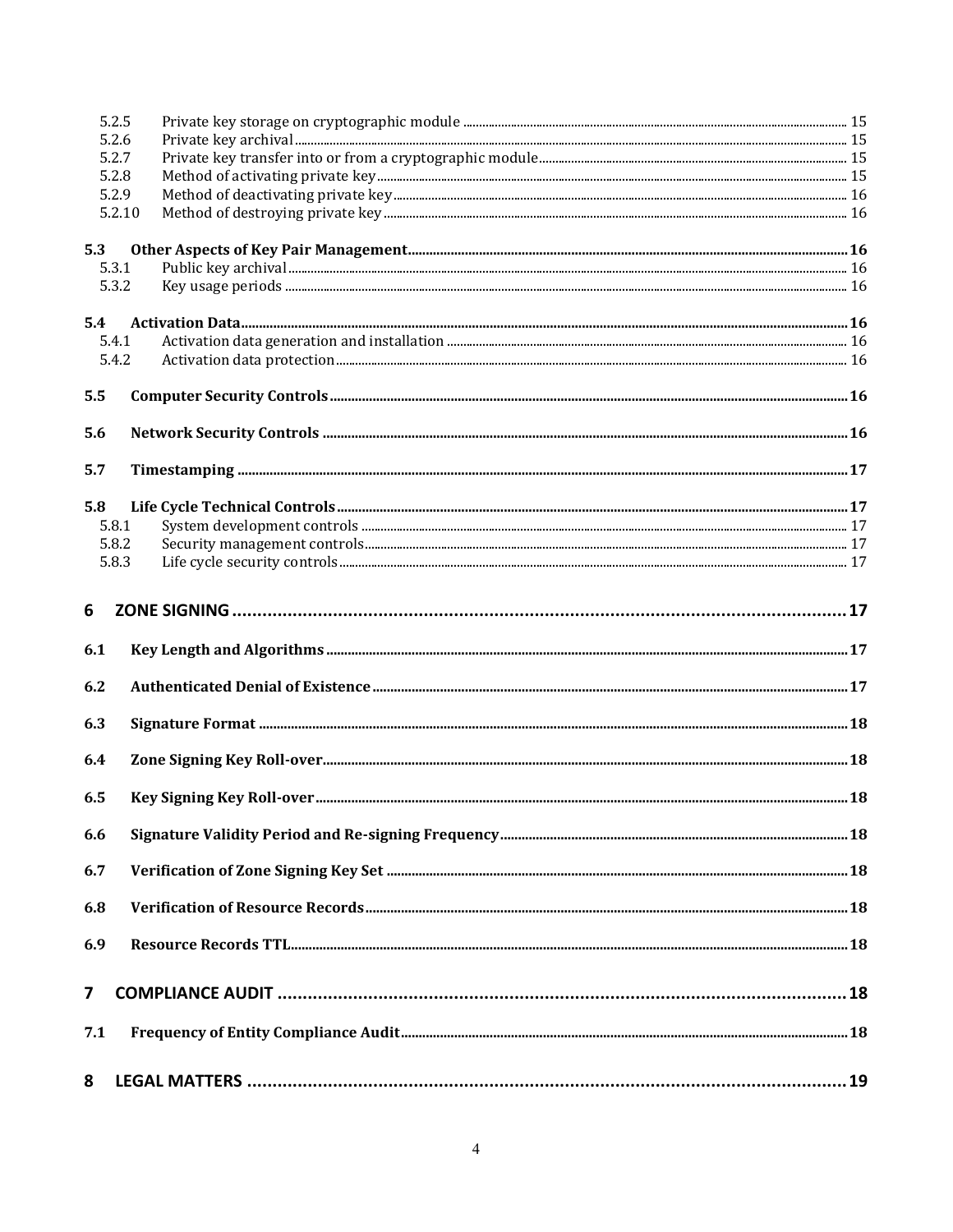- 5.2.5 Private key storage on cryptographic module ..... 15
- 5.2.6 Private key archival ..... 15
- 5.2.7 Private key transfer into or from a cryptographic module ..... 15
- 5.2.8 Method of activating private key ..... 15
- 5.2.9 Method of deactivating private key ..... 16
- 5.2.10 Method of destroying private key ..... 16

**5.3 Other Aspects of Key Pair Management ..... 16**

- 5.3.1 Public key archival ..... 16
- 5.3.2 Key usage periods ..... 16

**5.4 Activation Data ..... 16**

- 5.4.1 Activation data generation and installation ..... 16
- 5.4.2 Activation data protection ..... 16

**5.5 Computer Security Controls ..... 16**

**5.6 Network Security Controls ..... 16**

**5.7 Timestamping ..... 17**

**5.8 Life Cycle Technical Controls ..... 17**

- 5.8.1 System development controls ..... 17
- 5.8.2 Security management controls ..... 17
- 5.8.3 Life cycle security controls ..... 17

**6 ZONE SIGNING ..... 17**

**6.1 Key Length and Algorithms ..... 17**

**6.2 Authenticated Denial of Existence ..... 17**

**6.3 Signature Format ..... 18**

**6.4 Zone Signing Key Roll-over ..... 18**

**6.5 Key Signing Key Roll-over ..... 18**

**6.6 Signature Validity Period and Re-signing Frequency ..... 18**

**6.7 Verification of Zone Signing Key Set ..... 18**

**6.8 Verification of Resource Records ..... 18**

**6.9 Resource Records TTL ..... 18**

**7 COMPLIANCE AUDIT ..... 18**

**7.1 Frequency of Entity Compliance Audit ..... 18**

**8 LEGAL MATTERS ..... 19**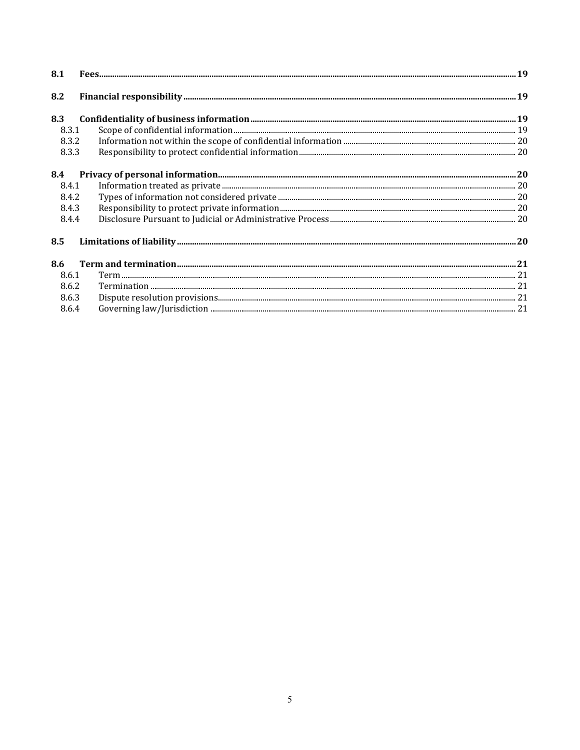**8.1 Fees** .......... **19**

**8.2 Financial responsibility** .......... **19**

**8.3 Confidentiality of business information** .......... **19**

8.3.1 Scope of confidential information .......... 19

8.3.2 Information not within the scope of confidential information .......... 20

8.3.3 Responsibility to protect confidential information .......... 20

**8.4 Privacy of personal information** .......... **20**

8.4.1 Information treated as private .......... 20

8.4.2 Types of information not considered private .......... 20

8.4.3 Responsibility to protect private information .......... 20

8.4.4 Disclosure Pursuant to Judicial or Administrative Process .......... 20

**8.5 Limitations of liability** .......... **20**

**8.6 Term and termination** .......... **21**

8.6.1 Term .......... 21

8.6.2 Termination .......... 21

8.6.3 Dispute resolution provisions .......... 21

8.6.4 Governing law/Jurisdiction .......... 21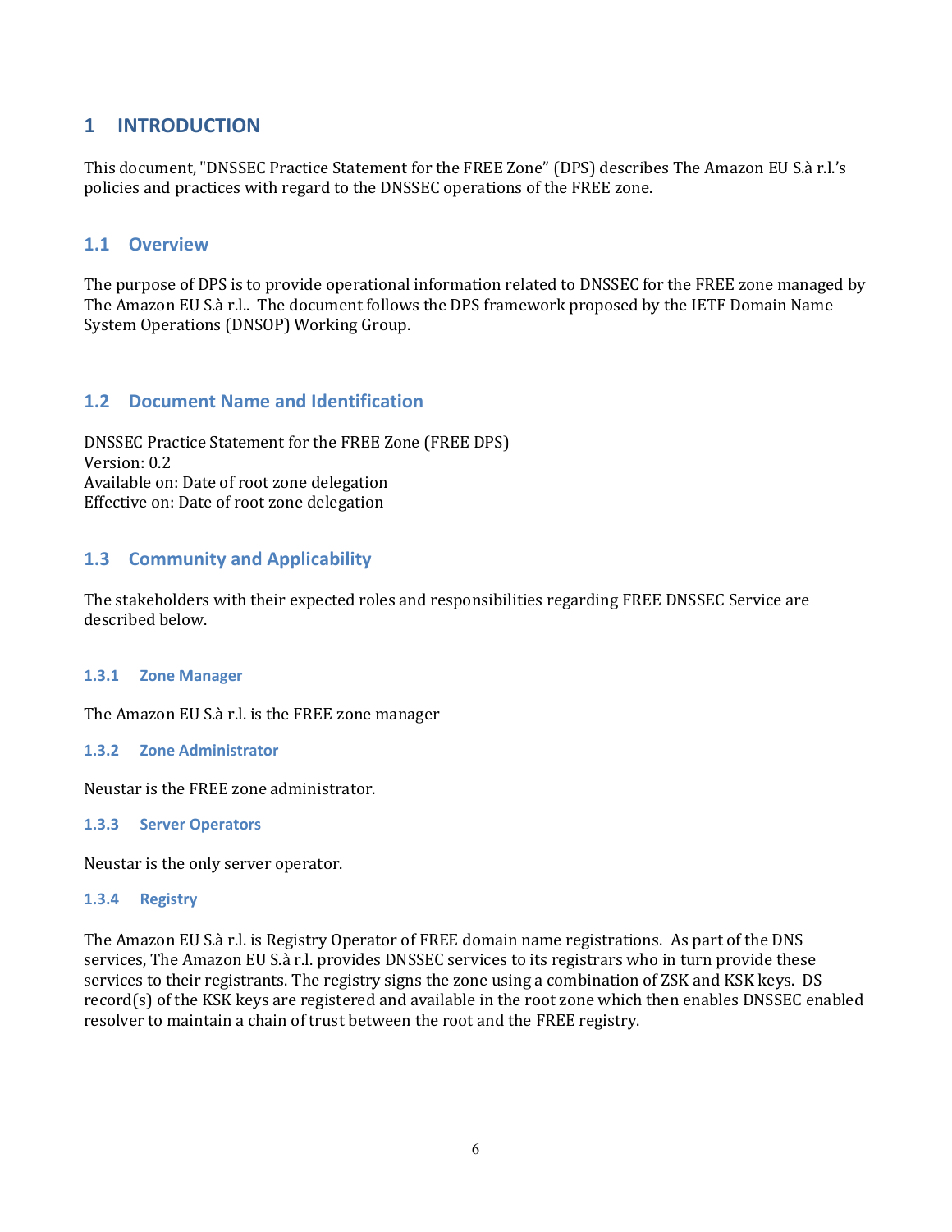# 1 INTRODUCTION

This document, "DNSSEC Practice Statement for the FREE Zone" (DPS) describes The Amazon EU S.à r.l.'s policies and practices with regard to the DNSSEC operations of the FREE zone.

## 1.1 Overview

The purpose of DPS is to provide operational information related to DNSSEC for the FREE zone managed by The Amazon EU S.à r.l.. The document follows the DPS framework proposed by the IETF Domain Name System Operations (DNSOP) Working Group.

## 1.2 Document Name and Identification

DNSSEC Practice Statement for the FREE Zone (FREE DPS)
Version: 0.2
Available on: Date of root zone delegation
Effective on: Date of root zone delegation

## 1.3 Community and Applicability

The stakeholders with their expected roles and responsibilities regarding FREE DNSSEC Service are described below.

### 1.3.1 Zone Manager

The Amazon EU S.à r.l. is the FREE zone manager

### 1.3.2 Zone Administrator

Neustar is the FREE zone administrator.

### 1.3.3 Server Operators

Neustar is the only server operator.

### 1.3.4 Registry

The Amazon EU S.à r.l. is Registry Operator of FREE domain name registrations. As part of the DNS services, The Amazon EU S.à r.l. provides DNSSEC services to its registrars who in turn provide these services to their registrants. The registry signs the zone using a combination of ZSK and KSK keys. DS record(s) of the KSK keys are registered and available in the root zone which then enables DNSSEC enabled resolver to maintain a chain of trust between the root and the FREE registry.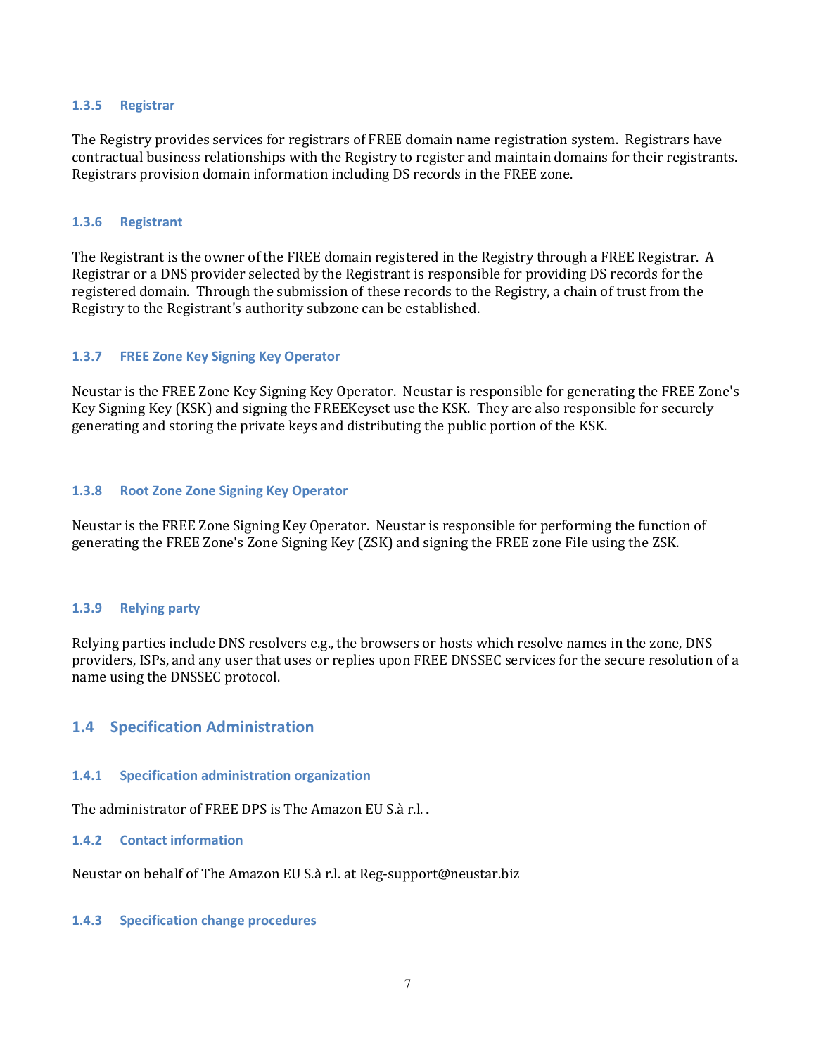#### 1.3.5 Registrar

The Registry provides services for registrars of FREE domain name registration system. Registrars have contractual business relationships with the Registry to register and maintain domains for their registrants. Registrars provision domain information including DS records in the FREE zone.

#### 1.3.6 Registrant

The Registrant is the owner of the FREE domain registered in the Registry through a FREE Registrar. A Registrar or a DNS provider selected by the Registrant is responsible for providing DS records for the registered domain. Through the submission of these records to the Registry, a chain of trust from the Registry to the Registrant's authority subzone can be established.

#### 1.3.7 FREE Zone Key Signing Key Operator

Neustar is the FREE Zone Key Signing Key Operator. Neustar is responsible for generating the FREE Zone's Key Signing Key (KSK) and signing the FREEKeyset use the KSK. They are also responsible for securely generating and storing the private keys and distributing the public portion of the KSK.

#### 1.3.8 Root Zone Zone Signing Key Operator

Neustar is the FREE Zone Signing Key Operator. Neustar is responsible for performing the function of generating the FREE Zone's Zone Signing Key (ZSK) and signing the FREE zone File using the ZSK.

#### 1.3.9 Relying party

Relying parties include DNS resolvers e.g., the browsers or hosts which resolve names in the zone, DNS providers, ISPs, and any user that uses or replies upon FREE DNSSEC services for the secure resolution of a name using the DNSSEC protocol.

### 1.4 Specification Administration

#### 1.4.1 Specification administration organization

The administrator of FREE DPS is The Amazon EU S.à r.l. .

#### 1.4.2 Contact information

Neustar on behalf of The Amazon EU S.à r.l. at Reg-support@neustar.biz

#### 1.4.3 Specification change procedures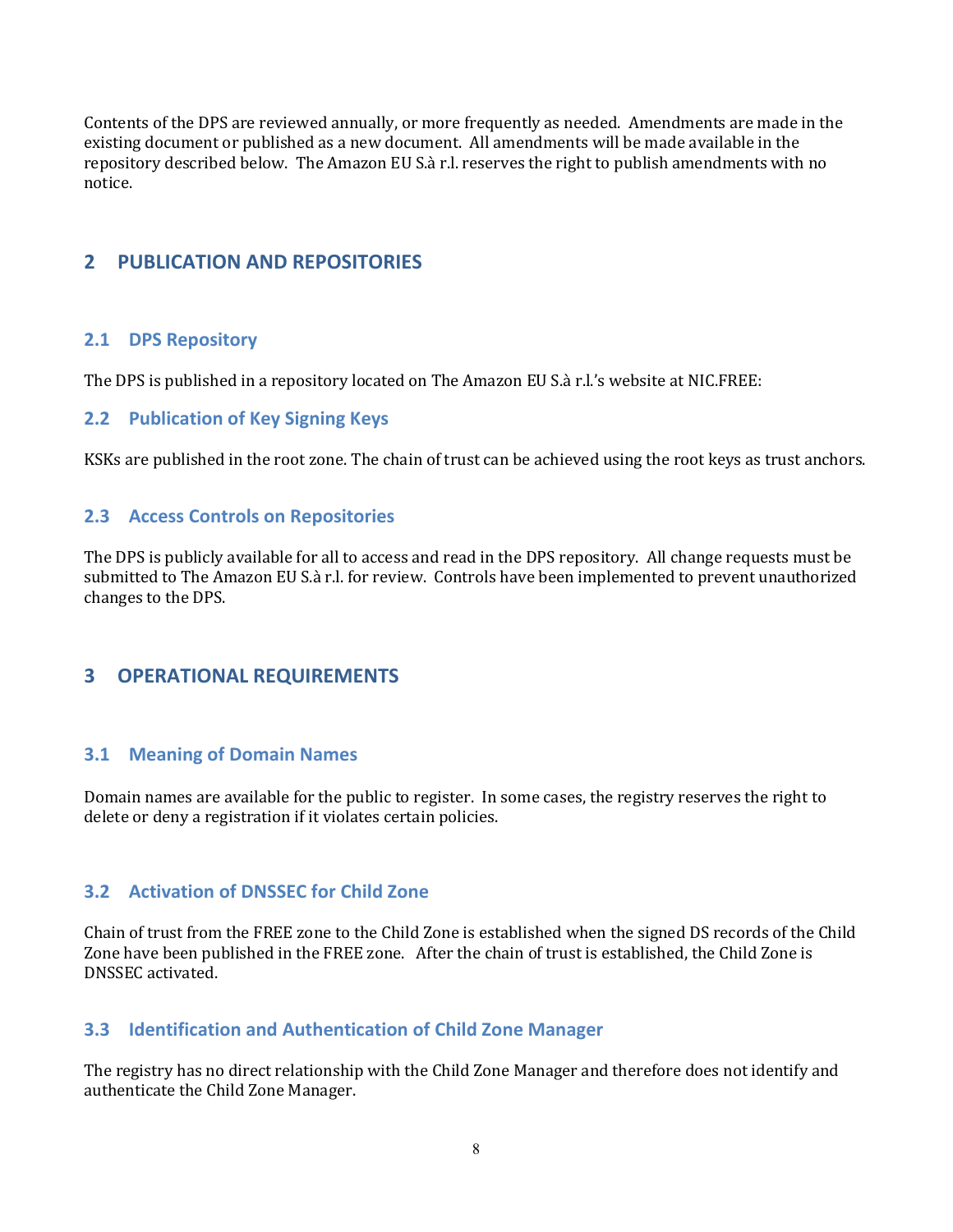Contents of the DPS are reviewed annually, or more frequently as needed. Amendments are made in the existing document or published as a new document. All amendments will be made available in the repository described below. The Amazon EU S.à r.l. reserves the right to publish amendments with no notice.

## 2 PUBLICATION AND REPOSITORIES

### 2.1 DPS Repository

The DPS is published in a repository located on The Amazon EU S.à r.l.'s website at NIC.FREE:

### 2.2 Publication of Key Signing Keys

KSKs are published in the root zone. The chain of trust can be achieved using the root keys as trust anchors.

### 2.3 Access Controls on Repositories

The DPS is publicly available for all to access and read in the DPS repository. All change requests must be submitted to The Amazon EU S.à r.l. for review. Controls have been implemented to prevent unauthorized changes to the DPS.

## 3 OPERATIONAL REQUIREMENTS

### 3.1 Meaning of Domain Names

Domain names are available for the public to register. In some cases, the registry reserves the right to delete or deny a registration if it violates certain policies.

### 3.2 Activation of DNSSEC for Child Zone

Chain of trust from the FREE zone to the Child Zone is established when the signed DS records of the Child Zone have been published in the FREE zone. After the chain of trust is established, the Child Zone is DNSSEC activated.

### 3.3 Identification and Authentication of Child Zone Manager

The registry has no direct relationship with the Child Zone Manager and therefore does not identify and authenticate the Child Zone Manager.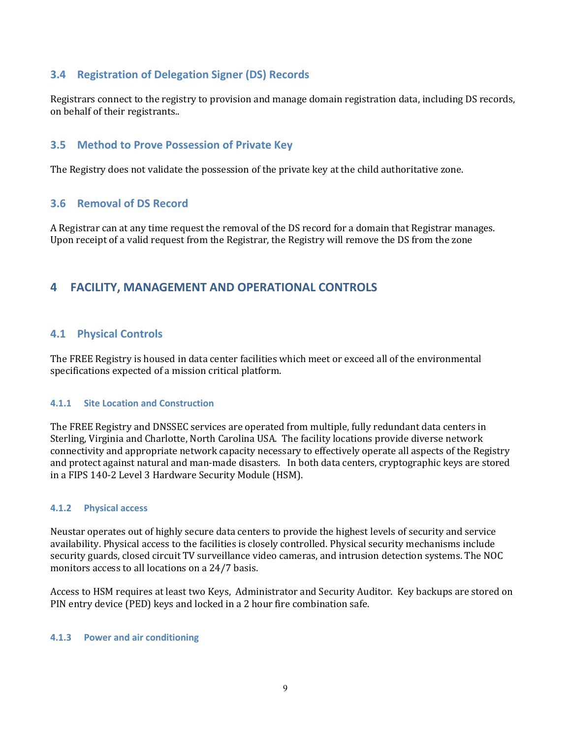## 3.4 Registration of Delegation Signer (DS) Records

Registrars connect to the registry to provision and manage domain registration data, including DS records, on behalf of their registrants..

## 3.5 Method to Prove Possession of Private Key

The Registry does not validate the possession of the private key at the child authoritative zone.

## 3.6 Removal of DS Record

A Registrar can at any time request the removal of the DS record for a domain that Registrar manages. Upon receipt of a valid request from the Registrar, the Registry will remove the DS from the zone

# 4 FACILITY, MANAGEMENT AND OPERATIONAL CONTROLS

## 4.1 Physical Controls

The FREE Registry is housed in data center facilities which meet or exceed all of the environmental specifications expected of a mission critical platform.

### 4.1.1 Site Location and Construction

The FREE Registry and DNSSEC services are operated from multiple, fully redundant data centers in Sterling, Virginia and Charlotte, North Carolina USA. The facility locations provide diverse network connectivity and appropriate network capacity necessary to effectively operate all aspects of the Registry and protect against natural and man-made disasters. In both data centers, cryptographic keys are stored in a FIPS 140-2 Level 3 Hardware Security Module (HSM).

### 4.1.2 Physical access

Neustar operates out of highly secure data centers to provide the highest levels of security and service availability. Physical access to the facilities is closely controlled. Physical security mechanisms include security guards, closed circuit TV surveillance video cameras, and intrusion detection systems. The NOC monitors access to all locations on a 24/7 basis.

Access to HSM requires at least two Keys, Administrator and Security Auditor. Key backups are stored on PIN entry device (PED) keys and locked in a 2 hour fire combination safe.

### 4.1.3 Power and air conditioning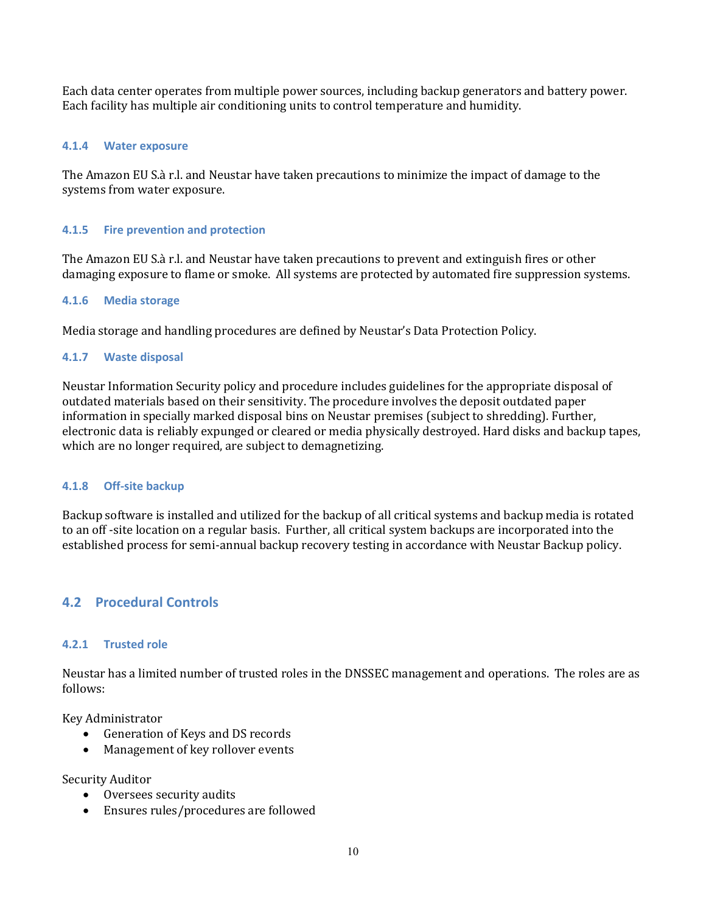Each data center operates from multiple power sources, including backup generators and battery power. Each facility has multiple air conditioning units to control temperature and humidity.

#### 4.1.4 Water exposure

The Amazon EU S.à r.l. and Neustar have taken precautions to minimize the impact of damage to the systems from water exposure.

#### 4.1.5 Fire prevention and protection

The Amazon EU S.à r.l. and Neustar have taken precautions to prevent and extinguish fires or other damaging exposure to flame or smoke. All systems are protected by automated fire suppression systems.

#### 4.1.6 Media storage

Media storage and handling procedures are defined by Neustar's Data Protection Policy.

#### 4.1.7 Waste disposal

Neustar Information Security policy and procedure includes guidelines for the appropriate disposal of outdated materials based on their sensitivity. The procedure involves the deposit outdated paper information in specially marked disposal bins on Neustar premises (subject to shredding). Further, electronic data is reliably expunged or cleared or media physically destroyed. Hard disks and backup tapes, which are no longer required, are subject to demagnetizing.

#### 4.1.8 Off-site backup

Backup software is installed and utilized for the backup of all critical systems and backup media is rotated to an off -site location on a regular basis. Further, all critical system backups are incorporated into the established process for semi-annual backup recovery testing in accordance with Neustar Backup policy.

### 4.2 Procedural Controls

#### 4.2.1 Trusted role

Neustar has a limited number of trusted roles in the DNSSEC management and operations. The roles are as follows:

Key Administrator

- Generation of Keys and DS records
- Management of key rollover events

Security Auditor

- Oversees security audits
- Ensures rules/procedures are followed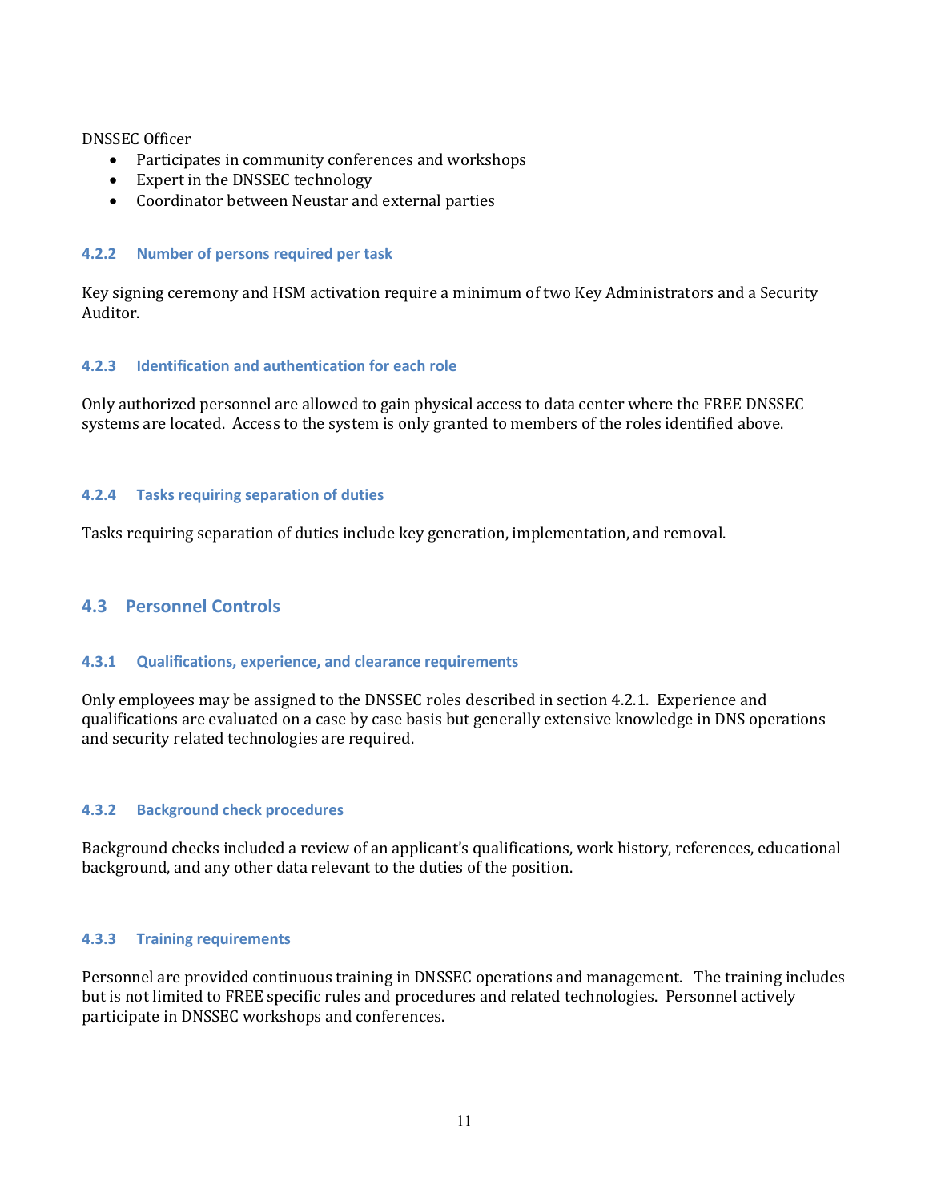DNSSEC Officer

- Participates in community conferences and workshops
- Expert in the DNSSEC technology
- Coordinator between Neustar and external parties

#### 4.2.2 Number of persons required per task

Key signing ceremony and HSM activation require a minimum of two Key Administrators and a Security Auditor.

#### 4.2.3 Identification and authentication for each role

Only authorized personnel are allowed to gain physical access to data center where the FREE DNSSEC systems are located. Access to the system is only granted to members of the roles identified above.

#### 4.2.4 Tasks requiring separation of duties

Tasks requiring separation of duties include key generation, implementation, and removal.

### 4.3 Personnel Controls

#### 4.3.1 Qualifications, experience, and clearance requirements

Only employees may be assigned to the DNSSEC roles described in section 4.2.1. Experience and qualifications are evaluated on a case by case basis but generally extensive knowledge in DNS operations and security related technologies are required.

#### 4.3.2 Background check procedures

Background checks included a review of an applicant's qualifications, work history, references, educational background, and any other data relevant to the duties of the position.

#### 4.3.3 Training requirements

Personnel are provided continuous training in DNSSEC operations and management. The training includes but is not limited to FREE specific rules and procedures and related technologies. Personnel actively participate in DNSSEC workshops and conferences.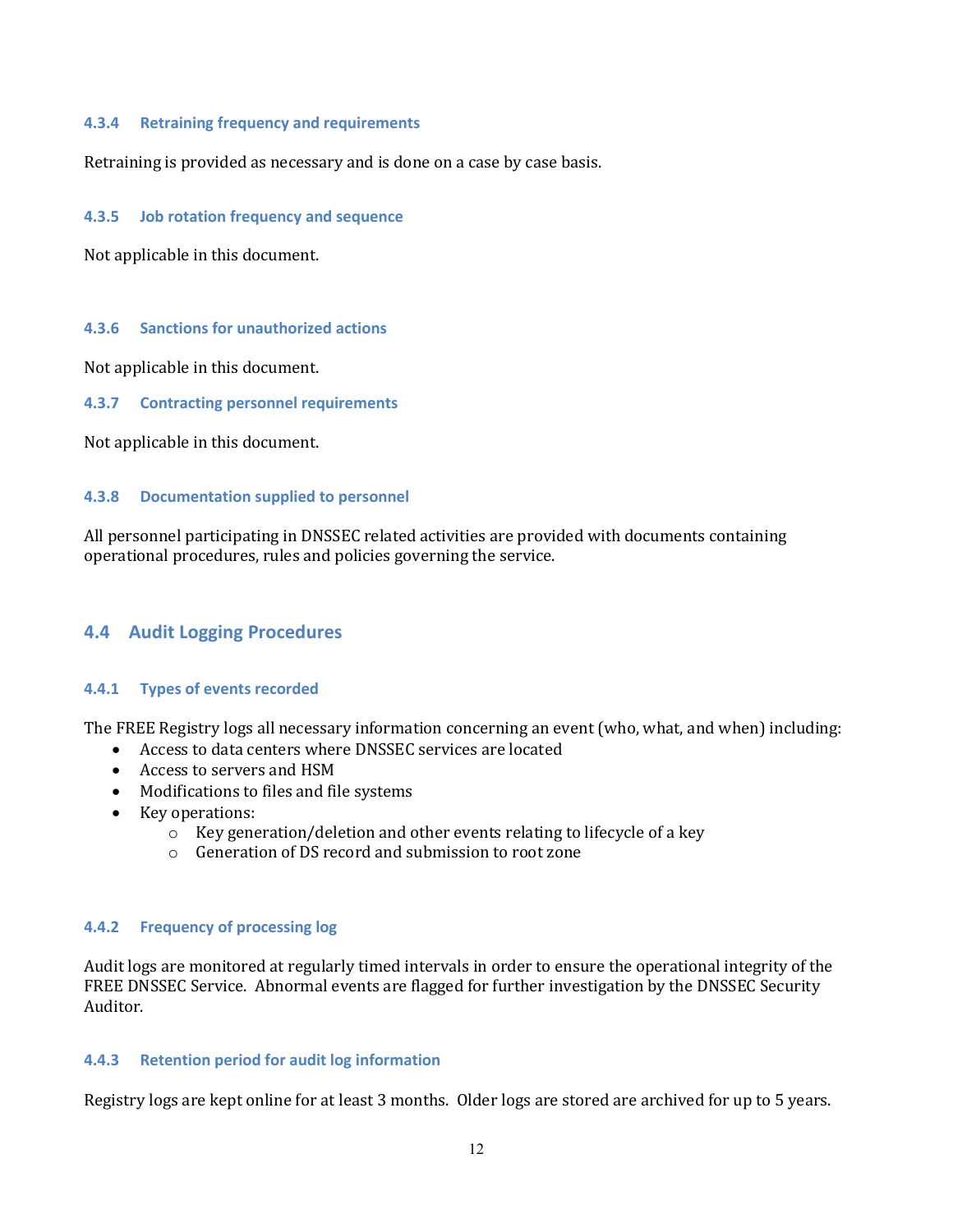### 4.3.4 Retraining frequency and requirements

Retraining is provided as necessary and is done on a case by case basis.

### 4.3.5 Job rotation frequency and sequence

Not applicable in this document.

### 4.3.6 Sanctions for unauthorized actions

Not applicable in this document.

### 4.3.7 Contracting personnel requirements

Not applicable in this document.

### 4.3.8 Documentation supplied to personnel

All personnel participating in DNSSEC related activities are provided with documents containing operational procedures, rules and policies governing the service.

## 4.4 Audit Logging Procedures

### 4.4.1 Types of events recorded

The FREE Registry logs all necessary information concerning an event (who, what, and when) including:

- Access to data centers where DNSSEC services are located
- Access to servers and HSM
- Modifications to files and file systems
- Key operations:
  - Key generation/deletion and other events relating to lifecycle of a key
  - Generation of DS record and submission to root zone

### 4.4.2 Frequency of processing log

Audit logs are monitored at regularly timed intervals in order to ensure the operational integrity of the FREE DNSSEC Service. Abnormal events are flagged for further investigation by the DNSSEC Security Auditor.

### 4.4.3 Retention period for audit log information

Registry logs are kept online for at least 3 months. Older logs are stored are archived for up to 5 years.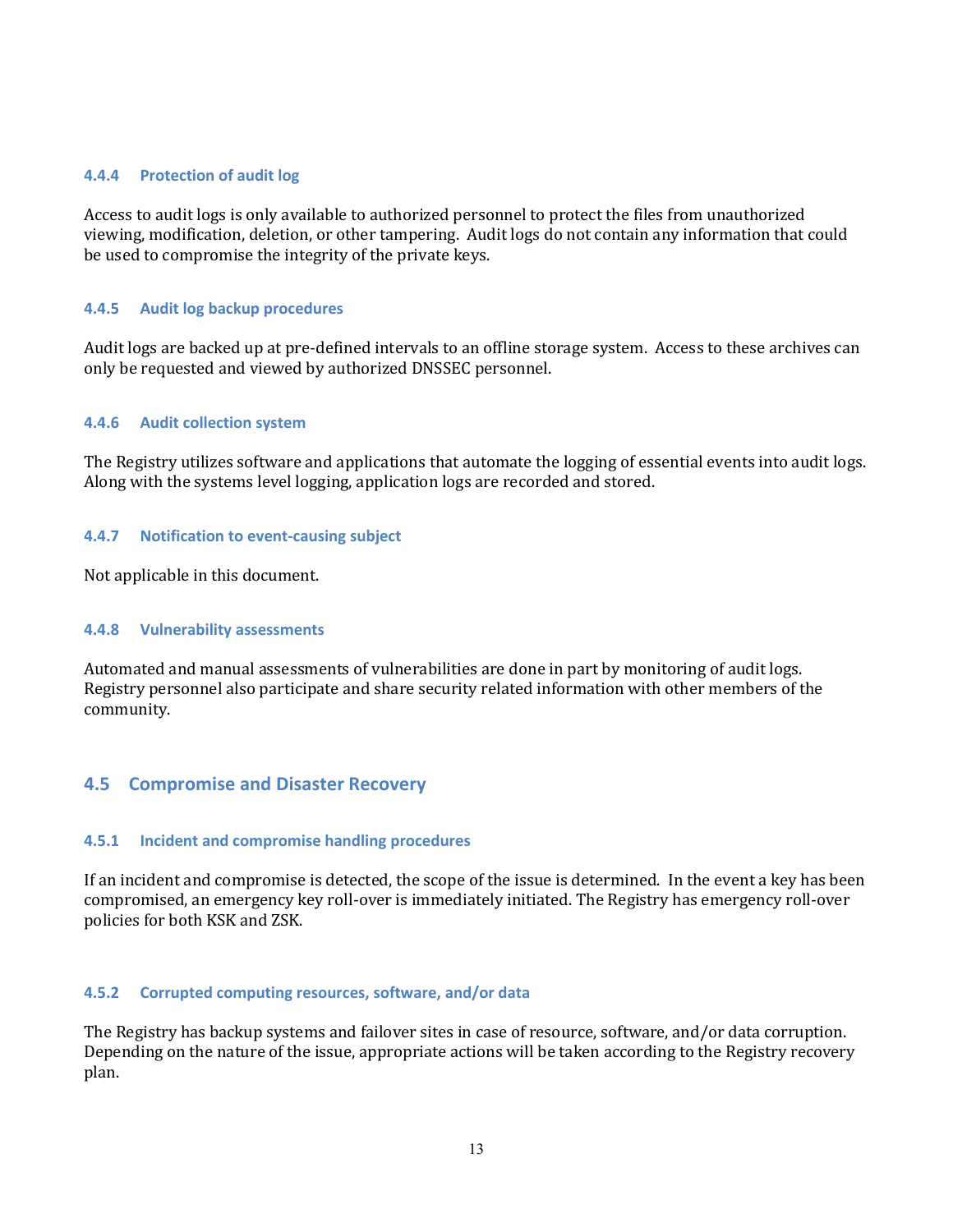### 4.4.4 Protection of audit log

Access to audit logs is only available to authorized personnel to protect the files from unauthorized viewing, modification, deletion, or other tampering. Audit logs do not contain any information that could be used to compromise the integrity of the private keys.

### 4.4.5 Audit log backup procedures

Audit logs are backed up at pre-defined intervals to an offline storage system. Access to these archives can only be requested and viewed by authorized DNSSEC personnel.

### 4.4.6 Audit collection system

The Registry utilizes software and applications that automate the logging of essential events into audit logs. Along with the systems level logging, application logs are recorded and stored.

### 4.4.7 Notification to event-causing subject

Not applicable in this document.

### 4.4.8 Vulnerability assessments

Automated and manual assessments of vulnerabilities are done in part by monitoring of audit logs. Registry personnel also participate and share security related information with other members of the community.

## 4.5 Compromise and Disaster Recovery

### 4.5.1 Incident and compromise handling procedures

If an incident and compromise is detected, the scope of the issue is determined. In the event a key has been compromised, an emergency key roll-over is immediately initiated. The Registry has emergency roll-over policies for both KSK and ZSK.

### 4.5.2 Corrupted computing resources, software, and/or data

The Registry has backup systems and failover sites in case of resource, software, and/or data corruption. Depending on the nature of the issue, appropriate actions will be taken according to the Registry recovery plan.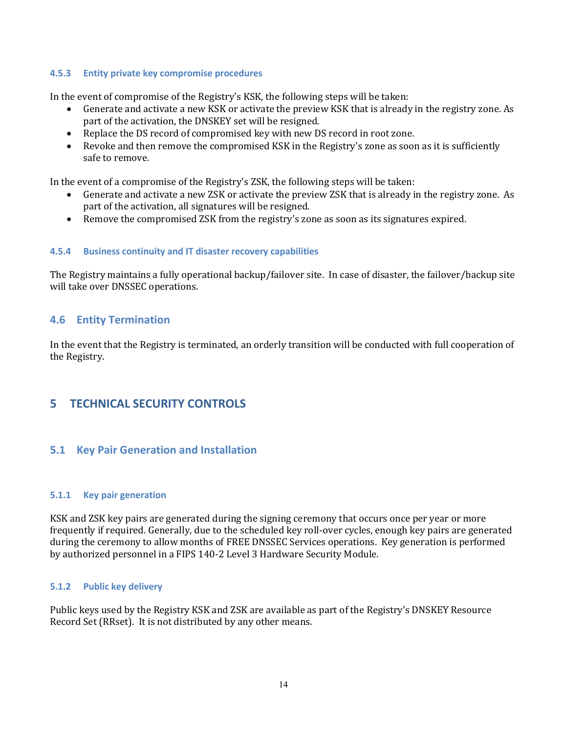#### 4.5.3 Entity private key compromise procedures

In the event of compromise of the Registry's KSK, the following steps will be taken:

- Generate and activate a new KSK or activate the preview KSK that is already in the registry zone. As part of the activation, the DNSKEY set will be resigned.
- Replace the DS record of compromised key with new DS record in root zone.
- Revoke and then remove the compromised KSK in the Registry's zone as soon as it is sufficiently safe to remove.

In the event of a compromise of the Registry's ZSK, the following steps will be taken:

- Generate and activate a new ZSK or activate the preview ZSK that is already in the registry zone. As part of the activation, all signatures will be resigned.
- Remove the compromised ZSK from the registry's zone as soon as its signatures expired.

#### 4.5.4 Business continuity and IT disaster recovery capabilities

The Registry maintains a fully operational backup/failover site. In case of disaster, the failover/backup site will take over DNSSEC operations.

### 4.6 Entity Termination

In the event that the Registry is terminated, an orderly transition will be conducted with full cooperation of the Registry.

## 5 TECHNICAL SECURITY CONTROLS

### 5.1 Key Pair Generation and Installation

#### 5.1.1 Key pair generation

KSK and ZSK key pairs are generated during the signing ceremony that occurs once per year or more frequently if required. Generally, due to the scheduled key roll-over cycles, enough key pairs are generated during the ceremony to allow months of FREE DNSSEC Services operations. Key generation is performed by authorized personnel in a FIPS 140-2 Level 3 Hardware Security Module.

#### 5.1.2 Public key delivery

Public keys used by the Registry KSK and ZSK are available as part of the Registry's DNSKEY Resource Record Set (RRset). It is not distributed by any other means.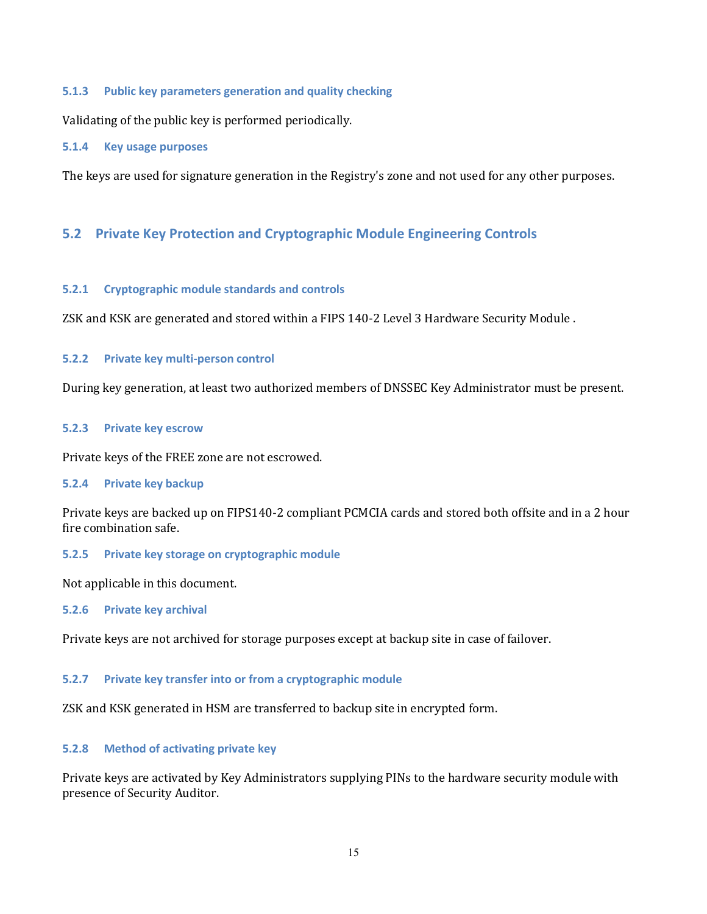### 5.1.3 Public key parameters generation and quality checking

Validating of the public key is performed periodically.

### 5.1.4 Key usage purposes

The keys are used for signature generation in the Registry's zone and not used for any other purposes.

## 5.2 Private Key Protection and Cryptographic Module Engineering Controls

### 5.2.1 Cryptographic module standards and controls

ZSK and KSK are generated and stored within a FIPS 140-2 Level 3 Hardware Security Module .

### 5.2.2 Private key multi-person control

During key generation, at least two authorized members of DNSSEC Key Administrator must be present.

### 5.2.3 Private key escrow

Private keys of the FREE zone are not escrowed.

### 5.2.4 Private key backup

Private keys are backed up on FIPS140-2 compliant PCMCIA cards and stored both offsite and in a 2 hour fire combination safe.

### 5.2.5 Private key storage on cryptographic module

Not applicable in this document.

### 5.2.6 Private key archival

Private keys are not archived for storage purposes except at backup site in case of failover.

### 5.2.7 Private key transfer into or from a cryptographic module

ZSK and KSK generated in HSM are transferred to backup site in encrypted form.

### 5.2.8 Method of activating private key

Private keys are activated by Key Administrators supplying PINs to the hardware security module with presence of Security Auditor.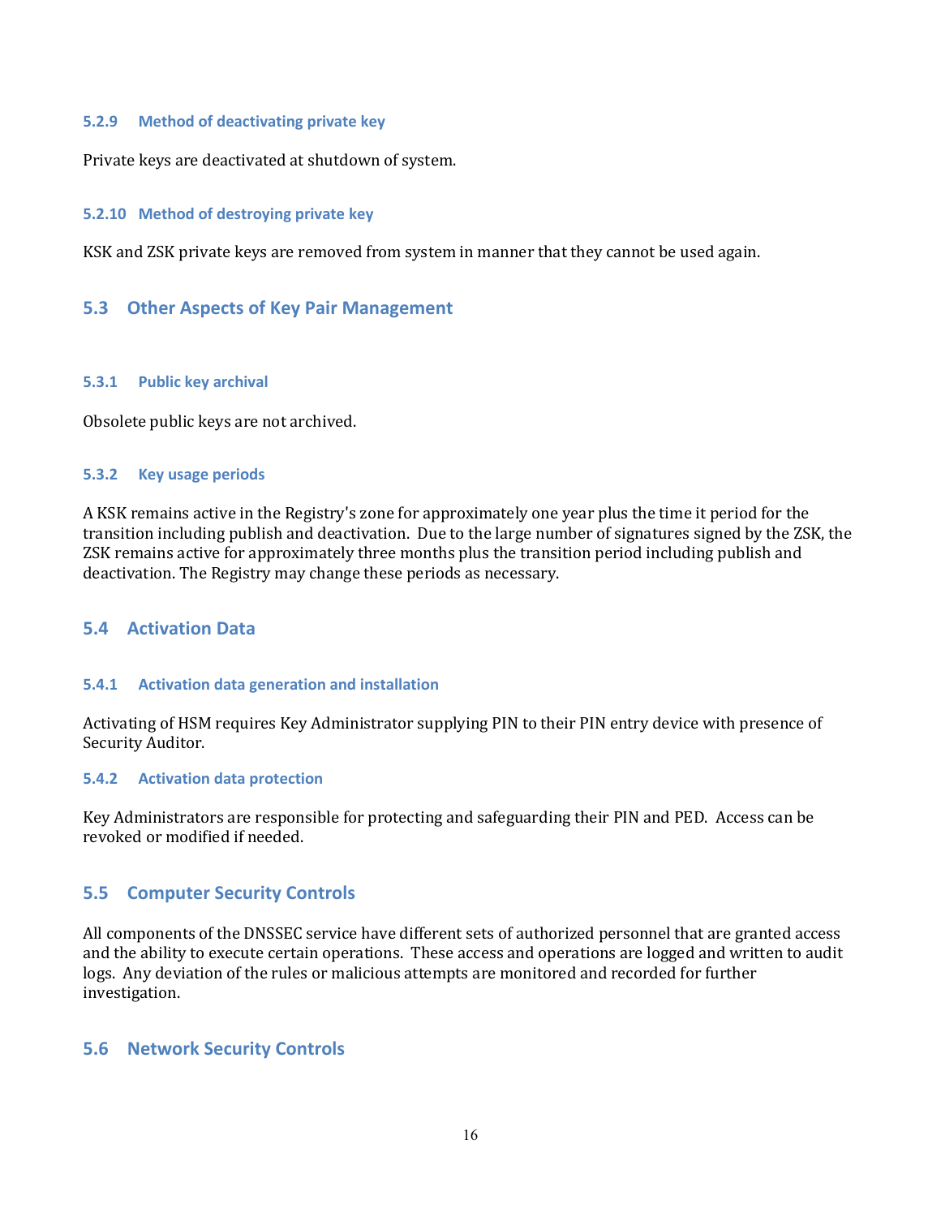#### 5.2.9 Method of deactivating private key

Private keys are deactivated at shutdown of system.

#### 5.2.10 Method of destroying private key

KSK and ZSK private keys are removed from system in manner that they cannot be used again.

### 5.3 Other Aspects of Key Pair Management

#### 5.3.1 Public key archival

Obsolete public keys are not archived.

#### 5.3.2 Key usage periods

A KSK remains active in the Registry's zone for approximately one year plus the time it period for the transition including publish and deactivation. Due to the large number of signatures signed by the ZSK, the ZSK remains active for approximately three months plus the transition period including publish and deactivation. The Registry may change these periods as necessary.

### 5.4 Activation Data

#### 5.4.1 Activation data generation and installation

Activating of HSM requires Key Administrator supplying PIN to their PIN entry device with presence of Security Auditor.

#### 5.4.2 Activation data protection

Key Administrators are responsible for protecting and safeguarding their PIN and PED. Access can be revoked or modified if needed.

### 5.5 Computer Security Controls

All components of the DNSSEC service have different sets of authorized personnel that are granted access and the ability to execute certain operations. These access and operations are logged and written to audit logs. Any deviation of the rules or malicious attempts are monitored and recorded for further investigation.

### 5.6 Network Security Controls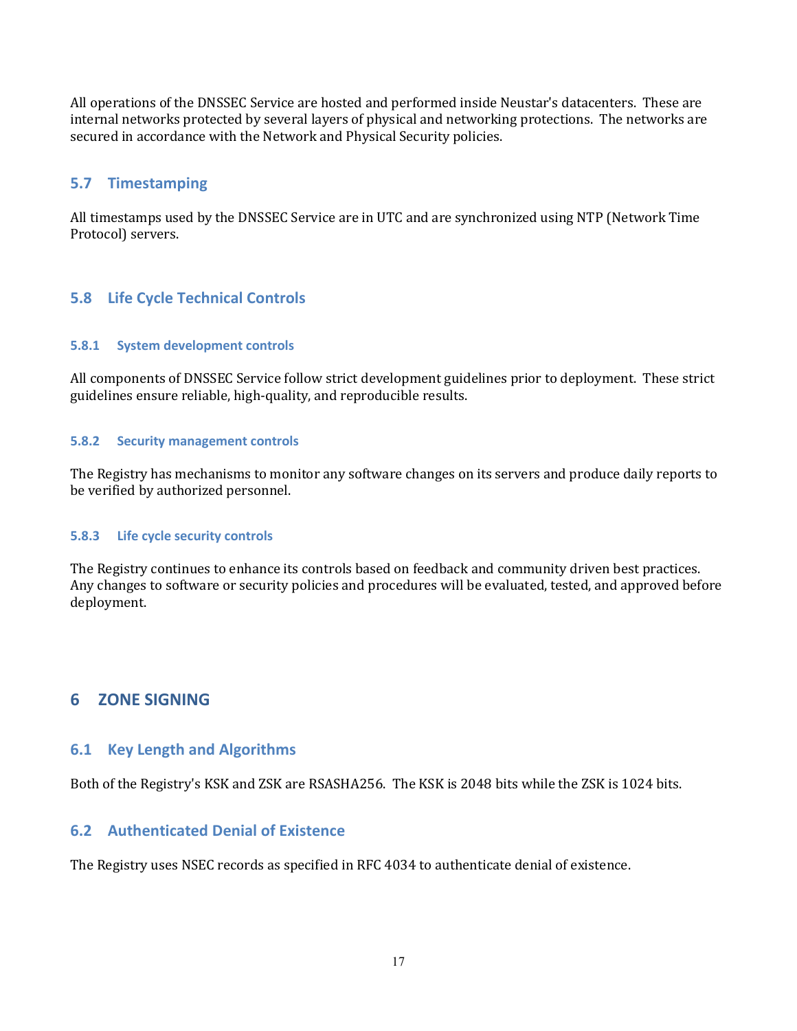All operations of the DNSSEC Service are hosted and performed inside Neustar's datacenters. These are internal networks protected by several layers of physical and networking protections. The networks are secured in accordance with the Network and Physical Security policies.

## 5.7 Timestamping

All timestamps used by the DNSSEC Service are in UTC and are synchronized using NTP (Network Time Protocol) servers.

## 5.8 Life Cycle Technical Controls

### 5.8.1 System development controls

All components of DNSSEC Service follow strict development guidelines prior to deployment. These strict guidelines ensure reliable, high-quality, and reproducible results.

### 5.8.2 Security management controls

The Registry has mechanisms to monitor any software changes on its servers and produce daily reports to be verified by authorized personnel.

### 5.8.3 Life cycle security controls

The Registry continues to enhance its controls based on feedback and community driven best practices. Any changes to software or security policies and procedures will be evaluated, tested, and approved before deployment.

# 6 ZONE SIGNING

## 6.1 Key Length and Algorithms

Both of the Registry's KSK and ZSK are RSASHA256. The KSK is 2048 bits while the ZSK is 1024 bits.

## 6.2 Authenticated Denial of Existence

The Registry uses NSEC records as specified in RFC 4034 to authenticate denial of existence.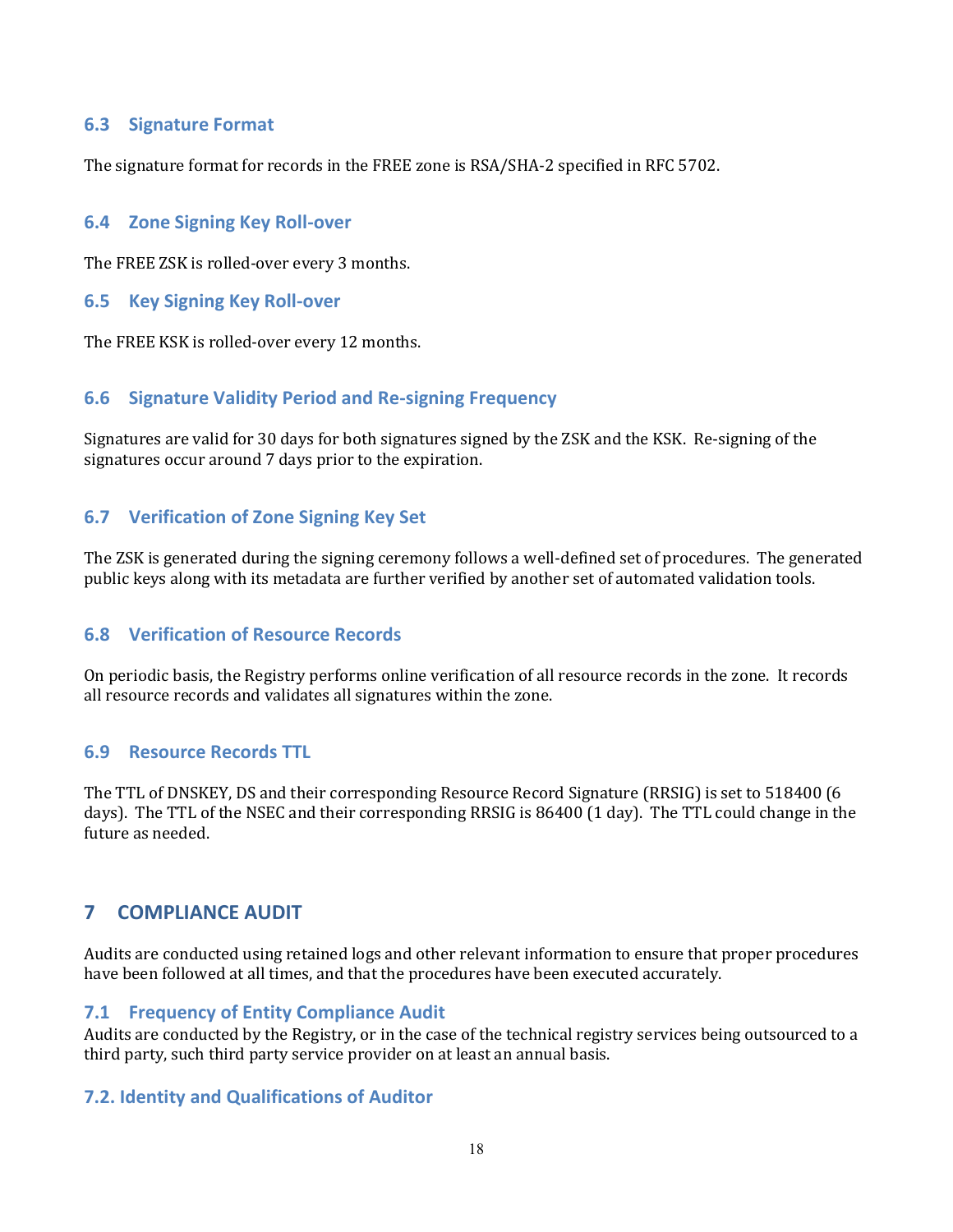### 6.3 Signature Format

The signature format for records in the FREE zone is RSA/SHA-2 specified in RFC 5702.

### 6.4 Zone Signing Key Roll-over

The FREE ZSK is rolled-over every 3 months.

### 6.5 Key Signing Key Roll-over

The FREE KSK is rolled-over every 12 months.

### 6.6 Signature Validity Period and Re-signing Frequency

Signatures are valid for 30 days for both signatures signed by the ZSK and the KSK. Re-signing of the signatures occur around 7 days prior to the expiration.

### 6.7 Verification of Zone Signing Key Set

The ZSK is generated during the signing ceremony follows a well-defined set of procedures. The generated public keys along with its metadata are further verified by another set of automated validation tools.

### 6.8 Verification of Resource Records

On periodic basis, the Registry performs online verification of all resource records in the zone. It records all resource records and validates all signatures within the zone.

### 6.9 Resource Records TTL

The TTL of DNSKEY, DS and their corresponding Resource Record Signature (RRSIG) is set to 518400 (6 days). The TTL of the NSEC and their corresponding RRSIG is 86400 (1 day). The TTL could change in the future as needed.

## 7 COMPLIANCE AUDIT

Audits are conducted using retained logs and other relevant information to ensure that proper procedures have been followed at all times, and that the procedures have been executed accurately.

### 7.1 Frequency of Entity Compliance Audit

Audits are conducted by the Registry, or in the case of the technical registry services being outsourced to a third party, such third party service provider on at least an annual basis.

### 7.2. Identity and Qualifications of Auditor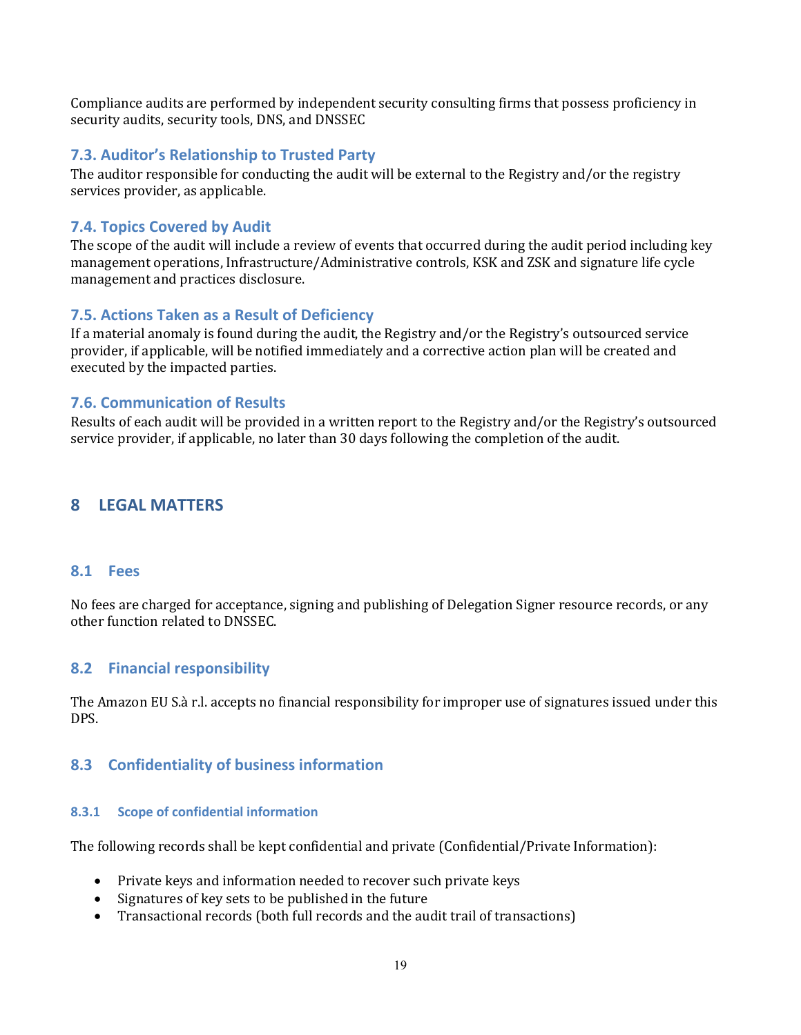Compliance audits are performed by independent security consulting firms that possess proficiency in security audits, security tools, DNS, and DNSSEC

### 7.3. Auditor's Relationship to Trusted Party

The auditor responsible for conducting the audit will be external to the Registry and/or the registry services provider, as applicable.

### 7.4. Topics Covered by Audit

The scope of the audit will include a review of events that occurred during the audit period including key management operations, Infrastructure/Administrative controls, KSK and ZSK and signature life cycle management and practices disclosure.

### 7.5. Actions Taken as a Result of Deficiency

If a material anomaly is found during the audit, the Registry and/or the Registry's outsourced service provider, if applicable, will be notified immediately and a corrective action plan will be created and executed by the impacted parties.

### 7.6. Communication of Results

Results of each audit will be provided in a written report to the Registry and/or the Registry's outsourced service provider, if applicable, no later than 30 days following the completion of the audit.

## 8 LEGAL MATTERS

### 8.1 Fees

No fees are charged for acceptance, signing and publishing of Delegation Signer resource records, or any other function related to DNSSEC.

### 8.2 Financial responsibility

The Amazon EU S.à r.l. accepts no financial responsibility for improper use of signatures issued under this DPS.

### 8.3 Confidentiality of business information

#### 8.3.1 Scope of confidential information

The following records shall be kept confidential and private (Confidential/Private Information):

- Private keys and information needed to recover such private keys
- Signatures of key sets to be published in the future
- Transactional records (both full records and the audit trail of transactions)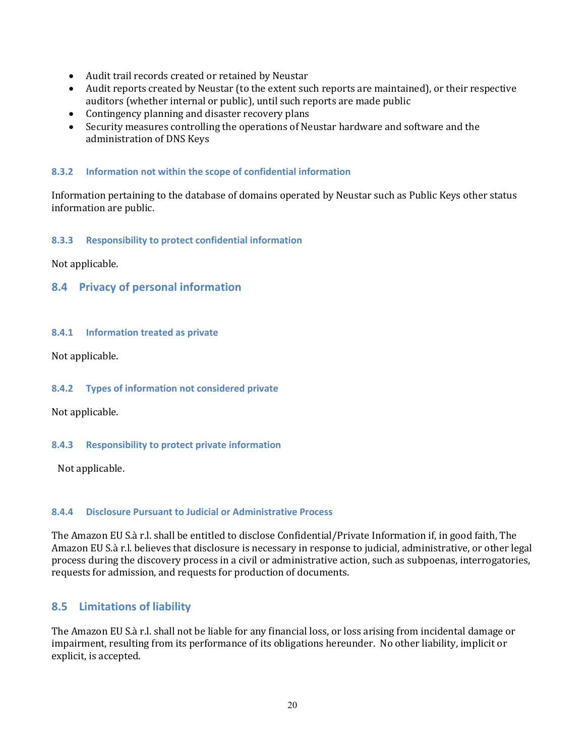- Audit trail records created or retained by Neustar
- Audit reports created by Neustar (to the extent such reports are maintained), or their respective auditors (whether internal or public), until such reports are made public
- Contingency planning and disaster recovery plans
- Security measures controlling the operations of Neustar hardware and software and the administration of DNS Keys

#### 8.3.2 Information not within the scope of confidential information

Information pertaining to the database of domains operated by Neustar such as Public Keys other status information are public.

#### 8.3.3 Responsibility to protect confidential information

Not applicable.

### 8.4 Privacy of personal information

#### 8.4.1 Information treated as private

Not applicable.

#### 8.4.2 Types of information not considered private

Not applicable.

#### 8.4.3 Responsibility to protect private information

Not applicable.

#### 8.4.4 Disclosure Pursuant to Judicial or Administrative Process

The Amazon EU S.à r.l. shall be entitled to disclose Confidential/Private Information if, in good faith, The Amazon EU S.à r.l. believes that disclosure is necessary in response to judicial, administrative, or other legal process during the discovery process in a civil or administrative action, such as subpoenas, interrogatories, requests for admission, and requests for production of documents.

### 8.5 Limitations of liability

The Amazon EU S.à r.l. shall not be liable for any financial loss, or loss arising from incidental damage or impairment, resulting from its performance of its obligations hereunder. No other liability, implicit or explicit, is accepted.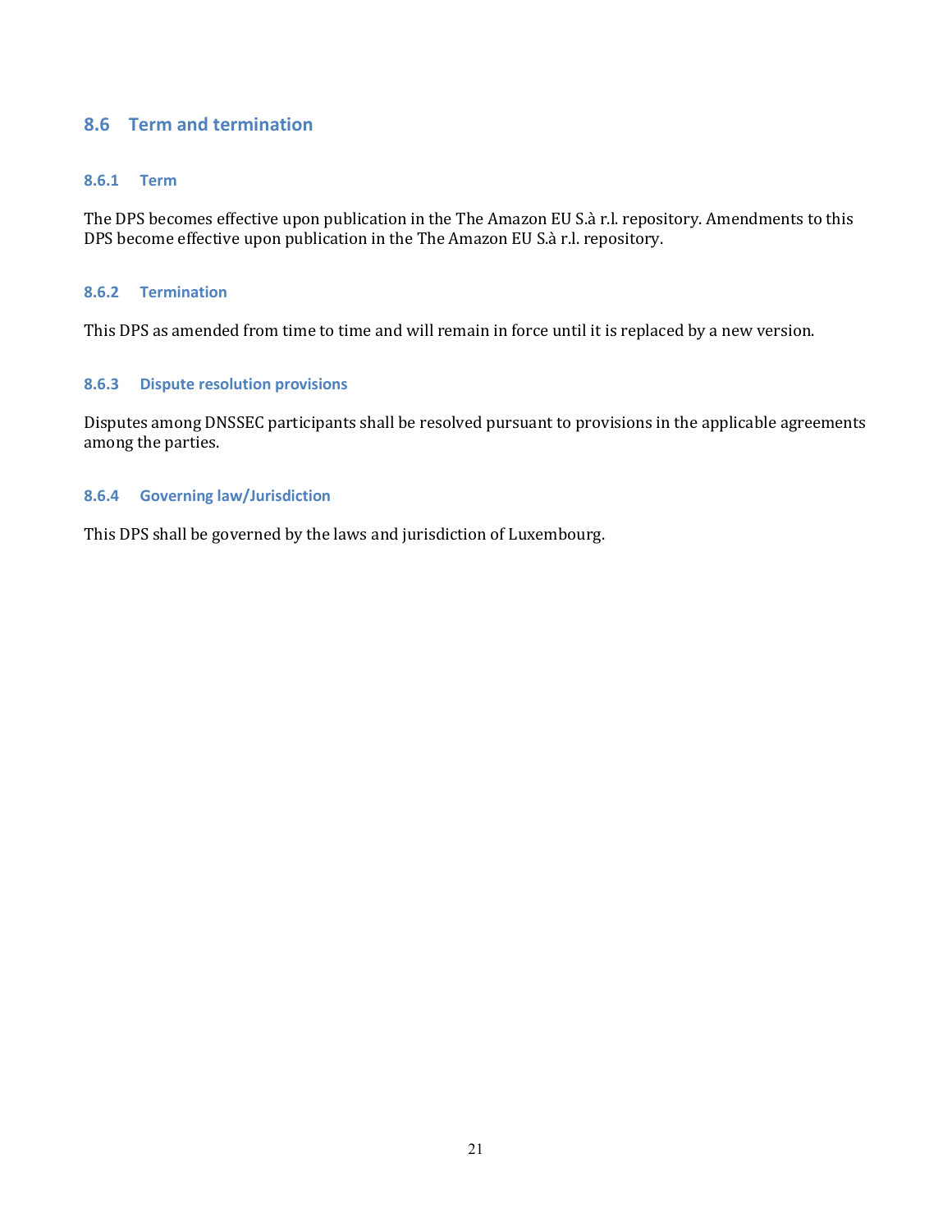## 8.6 Term and termination

### 8.6.1 Term

The DPS becomes effective upon publication in the The Amazon EU S.à r.l. repository. Amendments to this DPS become effective upon publication in the The Amazon EU S.à r.l. repository.

### 8.6.2 Termination

This DPS as amended from time to time and will remain in force until it is replaced by a new version.

### 8.6.3 Dispute resolution provisions

Disputes among DNSSEC participants shall be resolved pursuant to provisions in the applicable agreements among the parties.

### 8.6.4 Governing law/Jurisdiction

This DPS shall be governed by the laws and jurisdiction of Luxembourg.